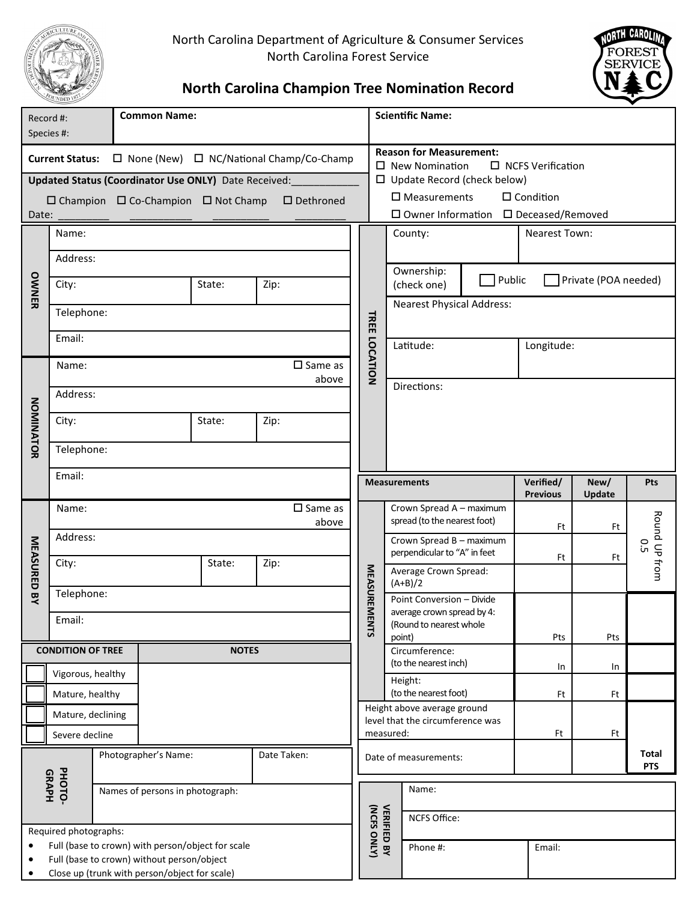North Carolina Department of Agriculture & Consumer Services
North Carolina Forest Service

# North Carolina Champion Tree Nomination Record

| Record #:<br>Species #: | Common Name: | Scientific Name: |
|---|---|---|

**Current Status:** ☐ None (New) ☐ NC/National Champ/Co-Champ

**Updated Status (Coordinator Use ONLY)** Date Received:____________

☐ Champion ☐ Co-Champion ☐ Not Champ ☐ Dethroned

Date: _________ ___________ __________ _________

**Reason for Measurement:**
☐ New Nomination ☐ NCFS Verification
☐ Update Record (check below)
☐ Measurements ☐ Condition
☐ Owner Information ☐ Deceased/Removed

## OWNER

| | | |
|---|---|---|
| Name: | | |
| Address: | | |
| City: | State: | Zip: |
| Telephone: | | |
| Email: | | |

## NOMINATOR

| | | |
|---|---|---|
| Name: ☐ Same as above | | |
| Address: | | |
| City: | State: | Zip: |
| Telephone: | | |
| Email: | | |

## MEASURED BY

| | | |
|---|---|---|
| Name: ☐ Same as above | | |
| Address: | | |
| City: | State: | Zip: |
| Telephone: | | |
| Email: | | |

## TREE LOCATION

| | |
|---|---|
| County: | Nearest Town: |
| Ownership: (check one) | ☐ Public ☐ Private (POA needed) |
| Nearest Physical Address: | |
| Latitude: | Longitude: |
| Directions: | |

## CONDITION OF TREE

| CONDITION OF TREE | NOTES |
|---|---|
| ☐ Vigorous, healthy | |
| ☐ Mature, healthy | |
| ☐ Mature, declining | |
| ☐ Severe decline | |

## PHOTOGRAPH

| | |
|---|---|
| Photographer's Name: | Date Taken: |
| Names of persons in photograph: | |

Required photographs:
- Full (base to crown) with person/object for scale
- Full (base to crown) without person/object
- Close up (trunk with person/object for scale)

## MEASUREMENTS

| Measurements | Verified/ Previous | New/ Update | Pts |
|---|---|---|---|
| Crown Spread A – maximum spread (to the nearest foot) | Ft | Ft | Round UP from 0.5 |
| Crown Spread B – maximum perpendicular to "A" in feet | Ft | Ft | |
| Average Crown Spread: (A+B)/2 | | | |
| Point Conversion – Divide average crown spread by 4: (Round to nearest whole point) | Pts | Pts | |
| Circumference: (to the nearest inch) | In | In | |
| Height: (to the nearest foot) | Ft | Ft | |
| Height above average ground level that the circumference was measured: | Ft | Ft | |
| Date of measurements: | | | Total PTS |

## VERIFIED BY (NCFS ONLY)

| | |
|---|---|
| Name: | |
| NCFS Office: | |
| Phone #: | Email: |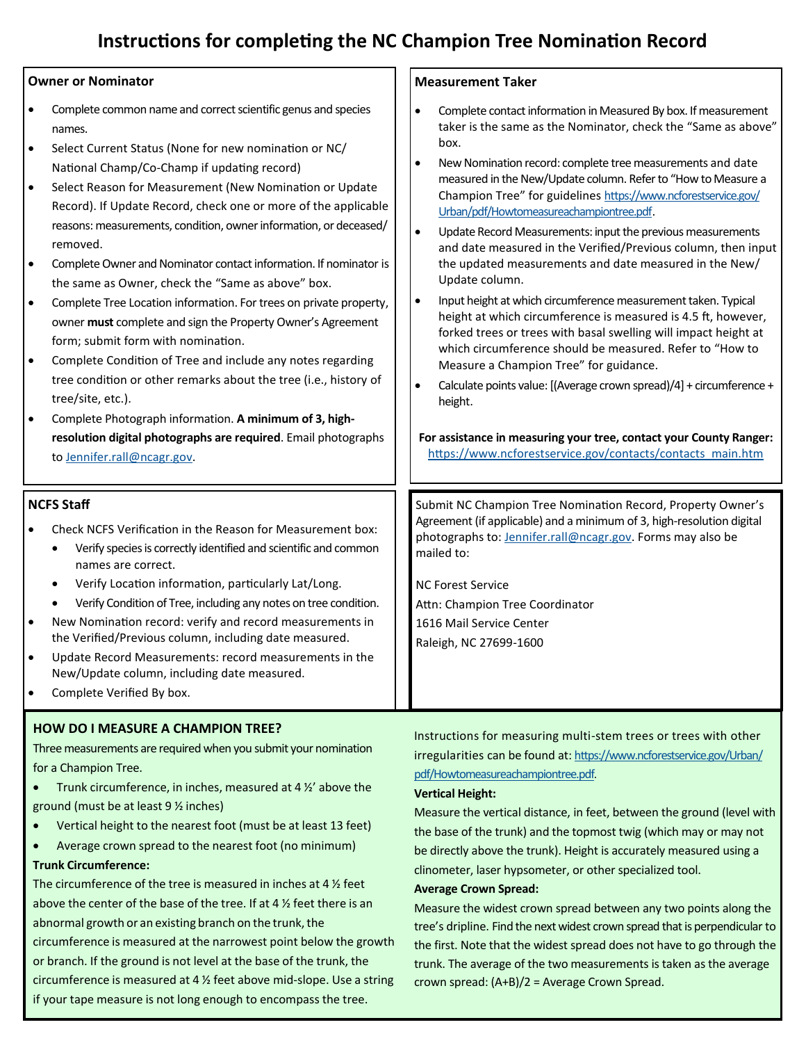# Instructions for completing the NC Champion Tree Nomination Record

## Owner or Nominator

- Complete common name and correct scientific genus and species names.
- Select Current Status (None for new nomination or NC/ National Champ/Co-Champ if updating record)
- Select Reason for Measurement (New Nomination or Update Record). If Update Record, check one or more of the applicable reasons: measurements, condition, owner information, or deceased/ removed.
- Complete Owner and Nominator contact information. If nominator is the same as Owner, check the "Same as above" box.
- Complete Tree Location information. For trees on private property, owner **must** complete and sign the Property Owner's Agreement form; submit form with nomination.
- Complete Condition of Tree and include any notes regarding tree condition or other remarks about the tree (i.e., history of tree/site, etc.).
- Complete Photograph information. **A minimum of 3, high-resolution digital photographs are required**. Email photographs to Jennifer.rall@ncagr.gov.

## Measurement Taker

- Complete contact information in Measured By box. If measurement taker is the same as the Nominator, check the "Same as above" box.
- New Nomination record: complete tree measurements and date measured in the New/Update column. Refer to "How to Measure a Champion Tree" for guidelines https://www.ncforestservice.gov/Urban/pdf/Howtomeasureachampiontree.pdf.
- Update Record Measurements: input the previous measurements and date measured in the Verified/Previous column, then input the updated measurements and date measured in the New/ Update column.
- Input height at which circumference measurement taken. Typical height at which circumference is measured is 4.5 ft, however, forked trees or trees with basal swelling will impact height at which circumference should be measured. Refer to "How to Measure a Champion Tree" for guidance.
- Calculate points value: [(Average crown spread)/4] + circumference + height.

**For assistance in measuring your tree, contact your County Ranger:** https://www.ncforestservice.gov/contacts/contacts_main.htm

## NCFS Staff

- Check NCFS Verification in the Reason for Measurement box:
    - Verify species is correctly identified and scientific and common names are correct.
    - Verify Location information, particularly Lat/Long.
    - Verify Condition of Tree, including any notes on tree condition.
- New Nomination record: verify and record measurements in the Verified/Previous column, including date measured.
- Update Record Measurements: record measurements in the New/Update column, including date measured.
- Complete Verified By box.

Submit NC Champion Tree Nomination Record, Property Owner's Agreement (if applicable) and a minimum of 3, high-resolution digital photographs to: Jennifer.rall@ncagr.gov. Forms may also be mailed to:

NC Forest Service
Attn: Champion Tree Coordinator
1616 Mail Service Center
Raleigh, NC 27699-1600

## HOW DO I MEASURE A CHAMPION TREE?

Three measurements are required when you submit your nomination for a Champion Tree.

- Trunk circumference, in inches, measured at 4 ½' above the ground (must be at least 9 ½ inches)
- Vertical height to the nearest foot (must be at least 13 feet)
- Average crown spread to the nearest foot (no minimum)

**Trunk Circumference:**

The circumference of the tree is measured in inches at 4 ½ feet above the center of the base of the tree. If at 4 ½ feet there is an abnormal growth or an existing branch on the trunk, the circumference is measured at the narrowest point below the growth or branch. If the ground is not level at the base of the trunk, the circumference is measured at 4 ½ feet above mid-slope. Use a string if your tape measure is not long enough to encompass the tree.

Instructions for measuring multi-stem trees or trees with other irregularities can be found at: https://www.ncforestservice.gov/Urban/pdf/Howtomeasureachampiontree.pdf.

**Vertical Height:**

Measure the vertical distance, in feet, between the ground (level with the base of the trunk) and the topmost twig (which may or may not be directly above the trunk). Height is accurately measured using a clinometer, laser hypsometer, or other specialized tool.

**Average Crown Spread:**

Measure the widest crown spread between any two points along the tree's dripline. Find the next widest crown spread that is perpendicular to the first. Note that the widest spread does not have to go through the trunk. The average of the two measurements is taken as the average crown spread: (A+B)/2 = Average Crown Spread.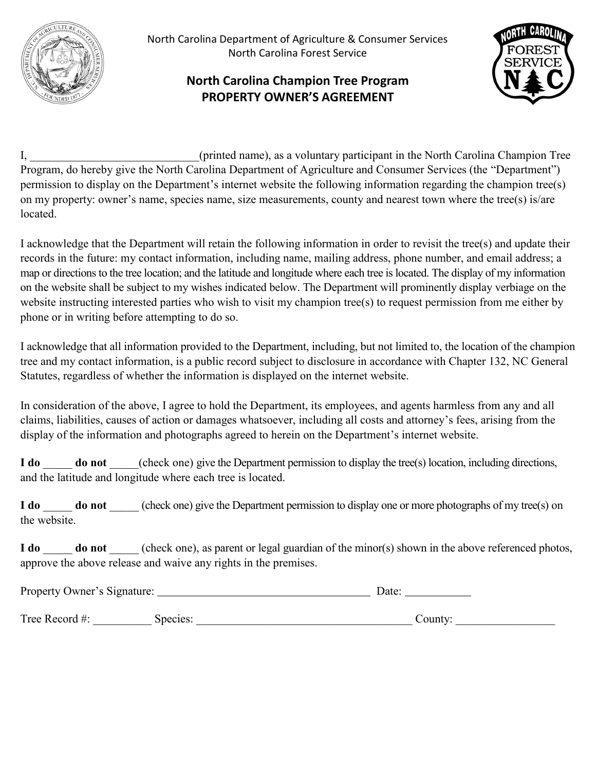North Carolina Department of Agriculture & Consumer Services
North Carolina Forest Service

## North Carolina Champion Tree Program
## PROPERTY OWNER'S AGREEMENT

I, ____________________________(printed name), as a voluntary participant in the North Carolina Champion Tree Program, do hereby give the North Carolina Department of Agriculture and Consumer Services (the "Department") permission to display on the Department's internet website the following information regarding the champion tree(s) on my property: owner's name, species name, size measurements, county and nearest town where the tree(s) is/are located.

I acknowledge that the Department will retain the following information in order to revisit the tree(s) and update their records in the future: my contact information, including name, mailing address, phone number, and email address; a map or directions to the tree location; and the latitude and longitude where each tree is located. The display of my information on the website shall be subject to my wishes indicated below. The Department will prominently display verbiage on the website instructing interested parties who wish to visit my champion tree(s) to request permission from me either by phone or in writing before attempting to do so.

I acknowledge that all information provided to the Department, including, but not limited to, the location of the champion tree and my contact information, is a public record subject to disclosure in accordance with Chapter 132, NC General Statutes, regardless of whether the information is displayed on the internet website.

In consideration of the above, I agree to hold the Department, its employees, and agents harmless from any and all claims, liabilities, causes of action or damages whatsoever, including all costs and attorney's fees, arising from the display of the information and photographs agreed to herein on the Department's internet website.

**I do** _____ **do not** _____(check one) give the Department permission to display the tree(s) location, including directions, and the latitude and longitude where each tree is located.

**I do** _____ **do not** _____ (check one) give the Department permission to display one or more photographs of my tree(s) on the website.

**I do** _____ **do not** _____ (check one), as parent or legal guardian of the minor(s) shown in the above referenced photos, approve the above release and waive any rights in the premises.

Property Owner's Signature: ____________________________________ Date: ___________

Tree Record #: __________ Species: _____________________________________ County: ________________